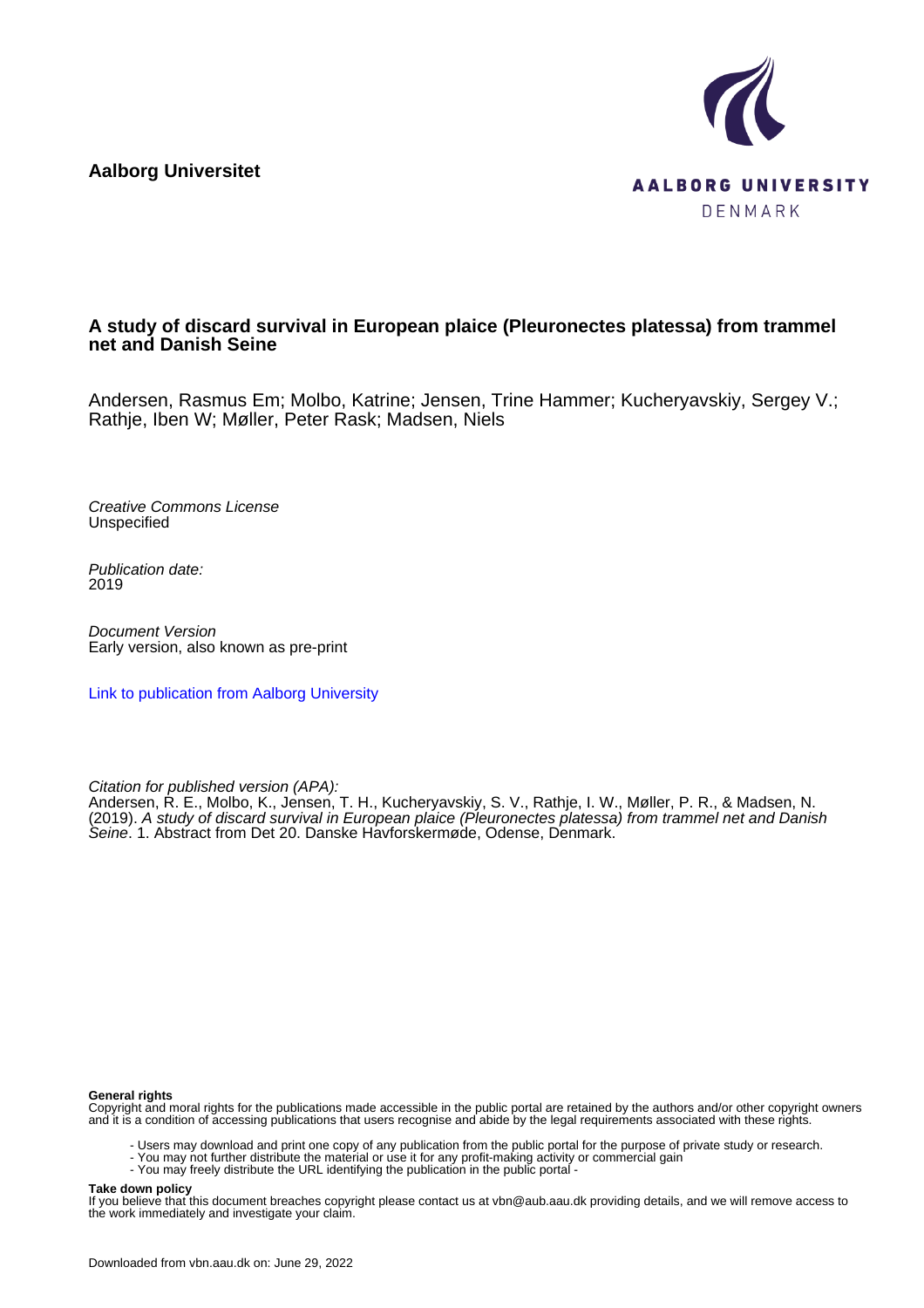**Aalborg Universitet**

AALBORG UNIVERSITY
DENMARK

# A study of discard survival in European plaice (Pleuronectes platessa) from trammel net and Danish Seine

Andersen, Rasmus Em; Molbo, Katrine; Jensen, Trine Hammer; Kucheryavskiy, Sergey V.; Rathje, Iben W; Møller, Peter Rask; Madsen, Niels

*Creative Commons License*
Unspecified

*Publication date:*
2019

*Document Version*
Early version, also known as pre-print

[Link to publication from Aalborg University]

*Citation for published version (APA):*
Andersen, R. E., Molbo, K., Jensen, T. H., Kucheryavskiy, S. V., Rathje, I. W., Møller, P. R., & Madsen, N. (2019). *A study of discard survival in European plaice (Pleuronectes platessa) from trammel net and Danish Seine*. 1. Abstract from Det 20. Danske Havforskermøde, Odense, Denmark.

**General rights**
Copyright and moral rights for the publications made accessible in the public portal are retained by the authors and/or other copyright owners and it is a condition of accessing publications that users recognise and abide by the legal requirements associated with these rights.

- Users may download and print one copy of any publication from the public portal for the purpose of private study or research.
- You may not further distribute the material or use it for any profit-making activity or commercial gain
- You may freely distribute the URL identifying the publication in the public portal -

**Take down policy**
If you believe that this document breaches copyright please contact us at vbn@aub.aau.dk providing details, and we will remove access to the work immediately and investigate your claim.

Downloaded from vbn.aau.dk on: June 29, 2022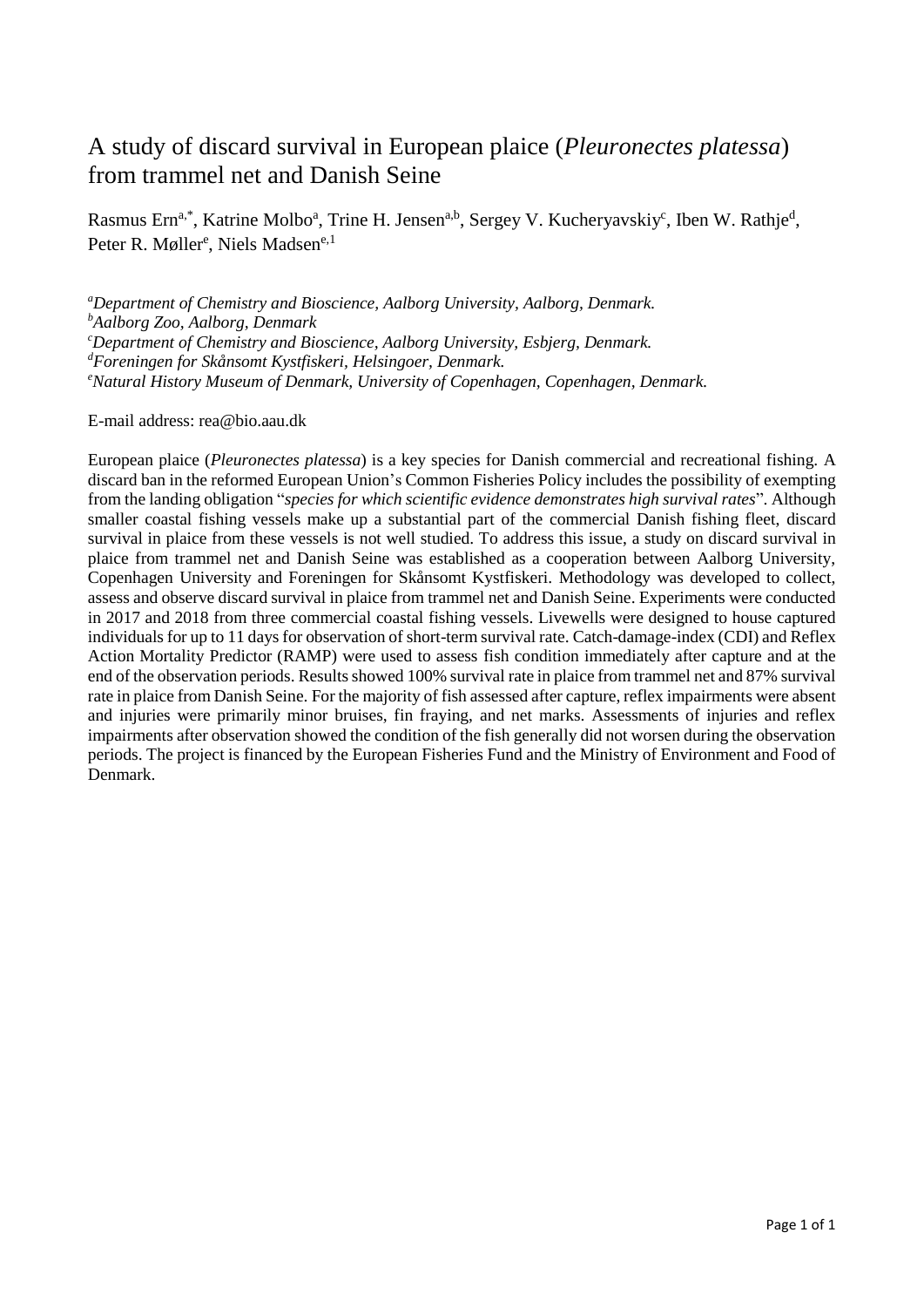# A study of discard survival in European plaice (*Pleuronectes platessa*) from trammel net and Danish Seine

Rasmus Ern[a,*], Katrine Molbo[a], Trine H. Jensen[a,b], Sergey V. Kucheryavskiy[c], Iben W. Rathje[d], Peter R. Møller[e], Niels Madsen[e,1]

[a]*Department of Chemistry and Bioscience, Aalborg University, Aalborg, Denmark.*
[b]*Aalborg Zoo, Aalborg, Denmark*
[c]*Department of Chemistry and Bioscience, Aalborg University, Esbjerg, Denmark.*
[d]*Foreningen for Skånsomt Kystfiskeri, Helsingoer, Denmark.*
[e]*Natural History Museum of Denmark, University of Copenhagen, Copenhagen, Denmark.*

E-mail address: rea@bio.aau.dk

European plaice (*Pleuronectes platessa*) is a key species for Danish commercial and recreational fishing. A discard ban in the reformed European Union's Common Fisheries Policy includes the possibility of exempting from the landing obligation "*species for which scientific evidence demonstrates high survival rates*". Although smaller coastal fishing vessels make up a substantial part of the commercial Danish fishing fleet, discard survival in plaice from these vessels is not well studied. To address this issue, a study on discard survival in plaice from trammel net and Danish Seine was established as a cooperation between Aalborg University, Copenhagen University and Foreningen for Skånsomt Kystfiskeri. Methodology was developed to collect, assess and observe discard survival in plaice from trammel net and Danish Seine. Experiments were conducted in 2017 and 2018 from three commercial coastal fishing vessels. Livewells were designed to house captured individuals for up to 11 days for observation of short-term survival rate. Catch-damage-index (CDI) and Reflex Action Mortality Predictor (RAMP) were used to assess fish condition immediately after capture and at the end of the observation periods. Results showed 100% survival rate in plaice from trammel net and 87% survival rate in plaice from Danish Seine. For the majority of fish assessed after capture, reflex impairments were absent and injuries were primarily minor bruises, fin fraying, and net marks. Assessments of injuries and reflex impairments after observation showed the condition of the fish generally did not worsen during the observation periods. The project is financed by the European Fisheries Fund and the Ministry of Environment and Food of Denmark.